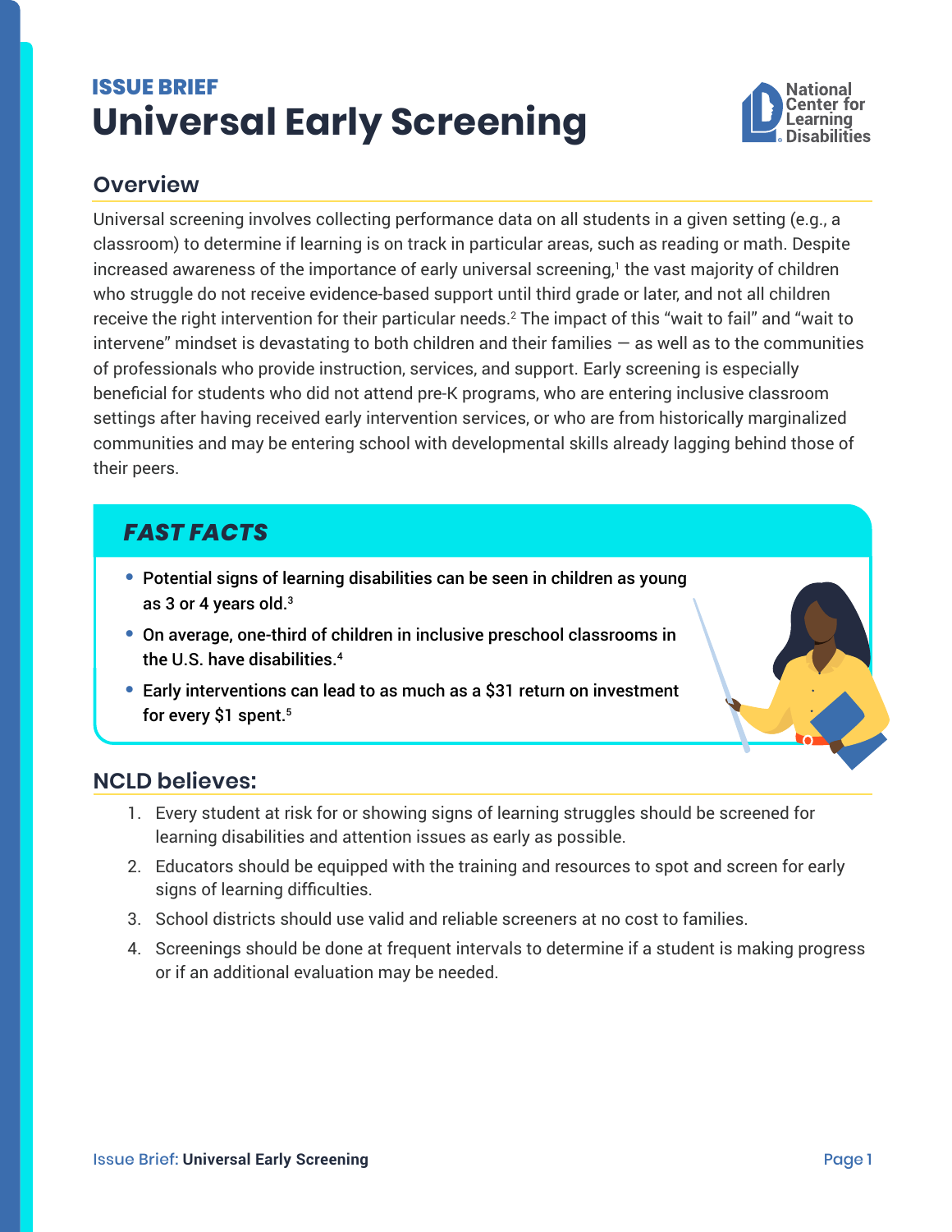ISSUE BRIEF

# Universal Early Screening

## Overview

Universal screening involves collecting performance data on all students in a given setting (e.g., a classroom) to determine if learning is on track in particular areas, such as reading or math. Despite increased awareness of the importance of early universal screening,[1] the vast majority of children who struggle do not receive evidence-based support until third grade or later, and not all children receive the right intervention for their particular needs.[2] The impact of this "wait to fail" and "wait to intervene" mindset is devastating to both children and their families — as well as to the communities of professionals who provide instruction, services, and support. Early screening is especially beneficial for students who did not attend pre-K programs, who are entering inclusive classroom settings after having received early intervention services, or who are from historically marginalized communities and may be entering school with developmental skills already lagging behind those of their peers.

### *FAST FACTS*

- Potential signs of learning disabilities can be seen in children as young as 3 or 4 years old.[3]
- On average, one-third of children in inclusive preschool classrooms in the U.S. have disabilities.[4]
- Early interventions can lead to as much as a $31 return on investment for every $1 spent.[5]

## NCLD believes:

1. Every student at risk for or showing signs of learning struggles should be screened for learning disabilities and attention issues as early as possible.
2. Educators should be equipped with the training and resources to spot and screen for early signs of learning difficulties.
3. School districts should use valid and reliable screeners at no cost to families.
4. Screenings should be done at frequent intervals to determine if a student is making progress or if an additional evaluation may be needed.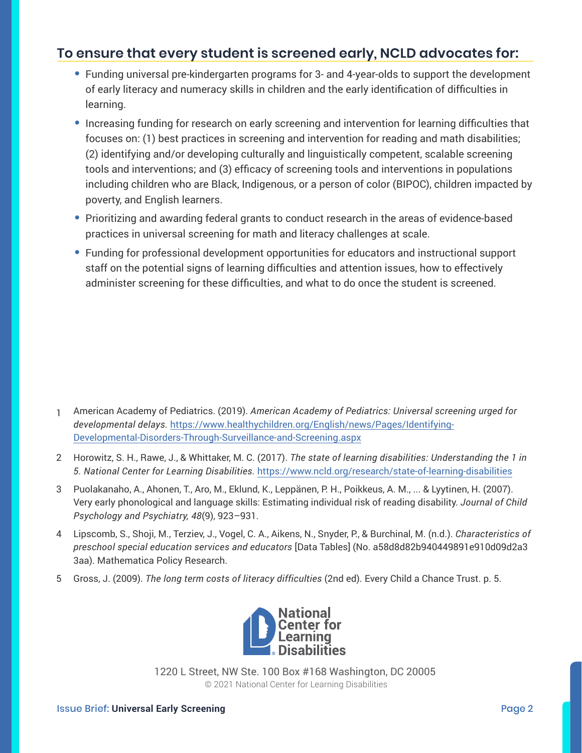## To ensure that every student is screened early, NCLD advocates for:

- Funding universal pre-kindergarten programs for 3- and 4-year-olds to support the development of early literacy and numeracy skills in children and the early identification of difficulties in learning.
- Increasing funding for research on early screening and intervention for learning difficulties that focuses on: (1) best practices in screening and intervention for reading and math disabilities; (2) identifying and/or developing culturally and linguistically competent, scalable screening tools and interventions; and (3) efficacy of screening tools and interventions in populations including children who are Black, Indigenous, or a person of color (BIPOC), children impacted by poverty, and English learners.
- Prioritizing and awarding federal grants to conduct research in the areas of evidence-based practices in universal screening for math and literacy challenges at scale.
- Funding for professional development opportunities for educators and instructional support staff on the potential signs of learning difficulties and attention issues, how to effectively administer screening for these difficulties, and what to do once the student is screened.

1 American Academy of Pediatrics. (2019). *American Academy of Pediatrics: Universal screening urged for developmental delays.* https://www.healthychildren.org/English/news/Pages/Identifying-Developmental-Disorders-Through-Surveillance-and-Screening.aspx

2 Horowitz, S. H., Rawe, J., & Whittaker, M. C. (2017). *The state of learning disabilities: Understanding the 1 in 5. National Center for Learning Disabilities.* https://www.ncld.org/research/state-of-learning-disabilities

3 Puolakanaho, A., Ahonen, T., Aro, M., Eklund, K., Leppänen, P. H., Poikkeus, A. M., ... & Lyytinen, H. (2007). Very early phonological and language skills: Estimating individual risk of reading disability. *Journal of Child Psychology and Psychiatry, 48*(9), 923–931.

4 Lipscomb, S., Shoji, M., Terziev, J., Vogel, C. A., Aikens, N., Snyder, P., & Burchinal, M. (n.d.). *Characteristics of preschool special education services and educators* [Data Tables] (No. a58d8d82b940449891e910d09d2a33aa). Mathematica Policy Research.

5 Gross, J. (2009). *The long term costs of literacy difficulties* (2nd ed). Every Child a Chance Trust. p. 5.

National Center for Learning Disabilities

1220 L Street, NW Ste. 100 Box #168 Washington, DC 20005

© 2021 National Center for Learning Disabilities